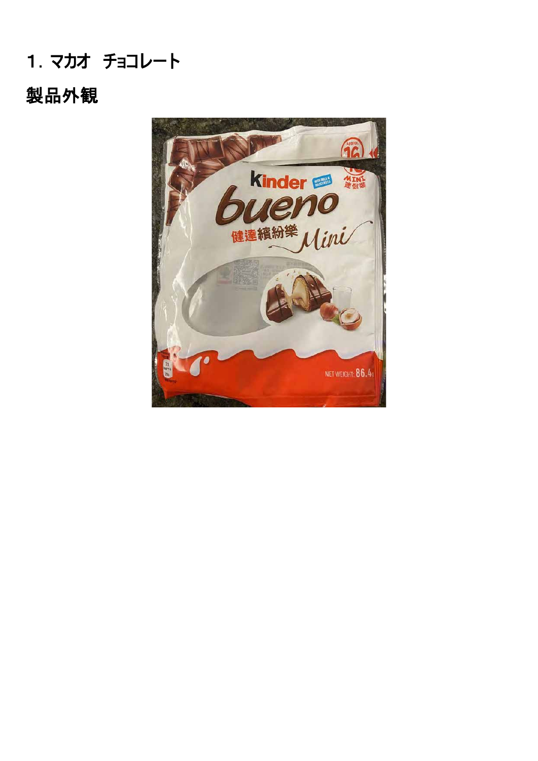# 1. マカオ　チョコレート

## 製品外観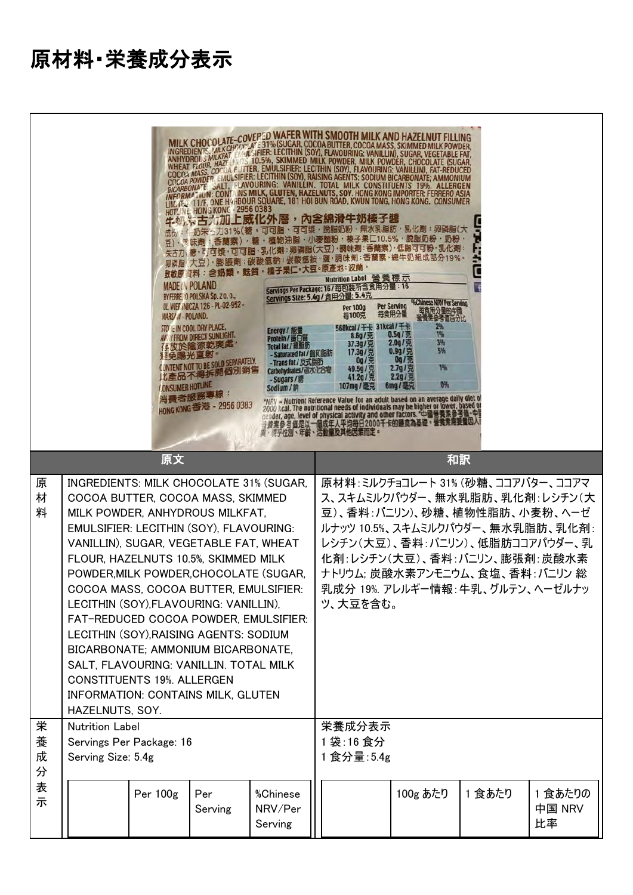# 原材料・栄養成分表示

| | 原文 | 和訳 |
|---|---|---|
| 原材料 | INGREDIENTS: MILK CHOCOLATE 31% (SUGAR, COCOA BUTTER, COCOA MASS, SKIMMED MILK POWDER, ANHYDROUS MILKFAT, EMULSIFIER: LECITHIN (SOY), FLAVOURING: VANILLIN), SUGAR, VEGETABLE FAT, WHEAT FLOUR, HAZELNUTS 10.5%, SKIMMED MILK POWDER,MILK POWDER,CHOCOLATE (SUGAR, COCOA MASS, COCOA BUTTER, EMULSIFIER: LECITHIN (SOY),FLAVOURING: VANILLIN), FAT-REDUCED COCOA POWDER, EMULSIFIER: LECITHIN (SOY),RAISING AGENTS: SODIUM BICARBONATE; AMMONIUM BICARBONATE, SALT, FLAVOURING: VANILLIN. TOTAL MILK CONSTITUENTS 19%. ALLERGEN INFORMATION: CONTAINS MILK, GLUTEN HAZELNUTS, SOY. | 原材料:ミルクチョコレート 31% (砂糖、ココアバター、ココアマス、スキムミルクパウダー、無水乳脂肪、乳化剤:レシチン(大豆)、香料:バニリン)、砂糖、植物性脂肪、小麦粉、ヘーゼルナッツ 10.5%、スキムミルクパウダー、無水乳脂肪、乳化剤:レシチン(大豆)、香料:バニリン)、低脂肪ココアパウダー、乳化剤:レシチン(大豆)、香料:バニリン、膨張剤:炭酸水素ナトリウム; 炭酸水素アンモニウム、食塩、香料:バニリン 総乳成分 19%. アレルギー情報:牛乳、グルテン、ヘーゼルナッツ、大豆を含む。 |
| 栄養成分表示 | Nutrition Label<br>Servings Per Package: 16<br>Serving Size: 5.4g | 栄養成分表示<br>1 袋:16 食分<br>1 食分量:5.4g |

| | Per 100g | Per Serving | %Chinese NRV/Per Serving |
|---|---|---|---|

| | 100g あたり | 1 食あたり | 1 食あたりの中国 NRV 比率 |
|---|---|---|---|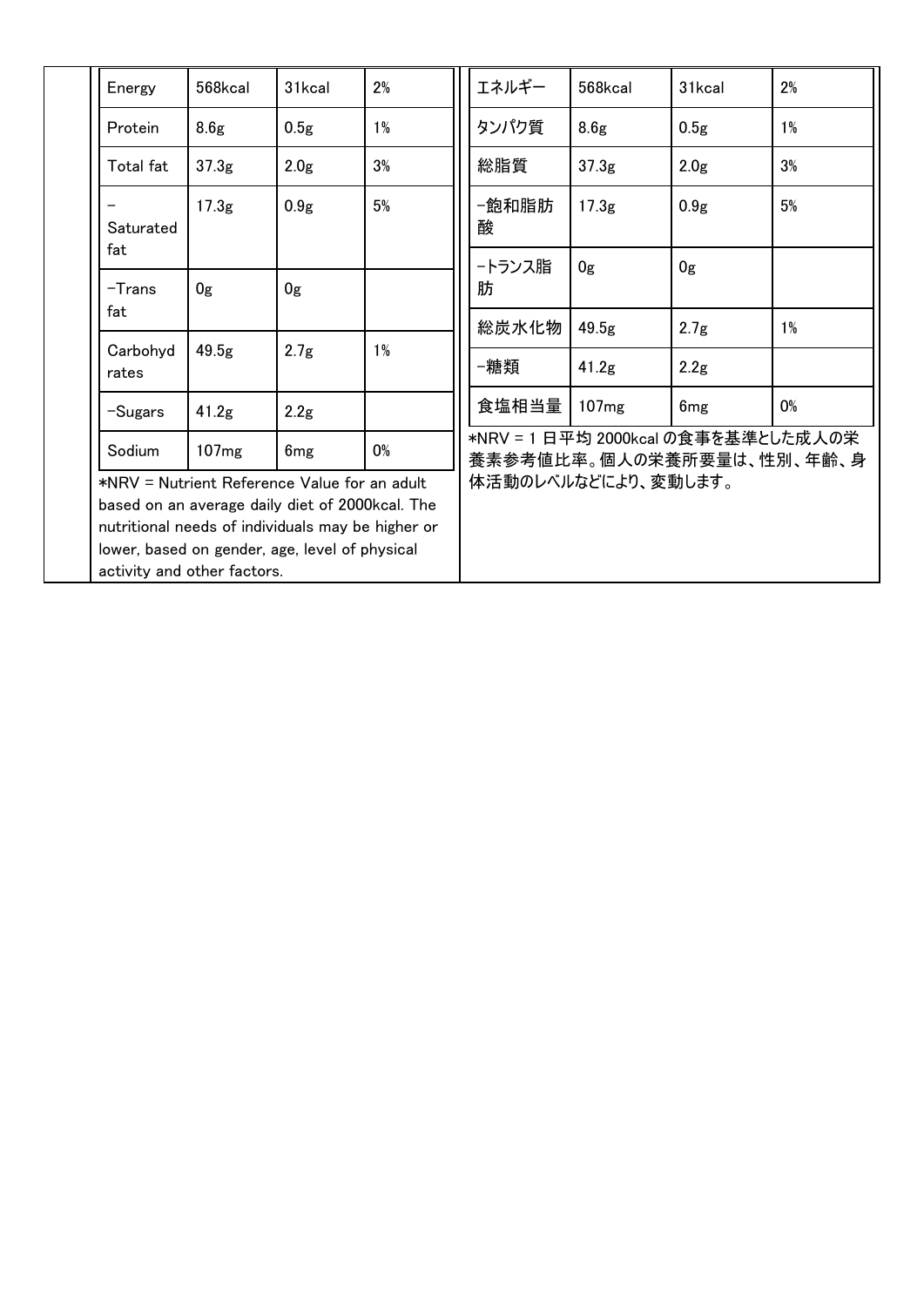| Energy | 568kcal | 31kcal | 2% |
|---|---|---|---|
| Protein | 8.6g | 0.5g | 1% |
| Total fat | 37.3g | 2.0g | 3% |
| – Saturated fat | 17.3g | 0.9g | 5% |
| –Trans fat | 0g | 0g | |
| Carbohydrates | 49.5g | 2.7g | 1% |
| –Sugars | 41.2g | 2.2g | |
| Sodium | 107mg | 6mg | 0% |

*NRV = Nutrient Reference Value for an adult based on an average daily diet of 2000kcal. The nutritional needs of individuals may be higher or lower, based on gender, age, level of physical activity and other factors.

| エネルギー | 568kcal | 31kcal | 2% |
|---|---|---|---|
| タンパク質 | 8.6g | 0.5g | 1% |
| 総脂質 | 37.3g | 2.0g | 3% |
| -飽和脂肪酸 | 17.3g | 0.9g | 5% |
| -トランス脂肪 | 0g | 0g | |
| 総炭水化物 | 49.5g | 2.7g | 1% |
| -糖類 | 41.2g | 2.2g | |
| 食塩相当量 | 107mg | 6mg | 0% |

*NRV = 1 日平均 2000kcal の食事を基準とした成人の栄養素参考値比率。個人の栄養所要量は、性別、年齢、身体活動のレベルなどにより、変動します。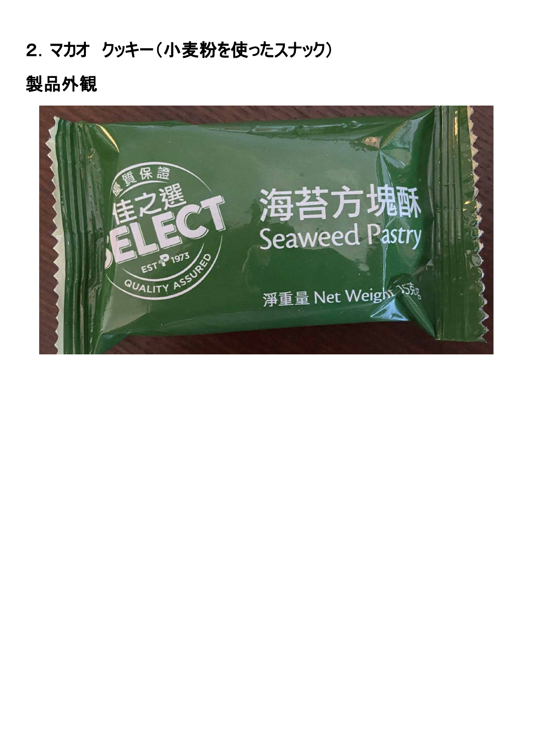## ２．マカオ　クッキー（小麦粉を使ったスナック）

## 製品外観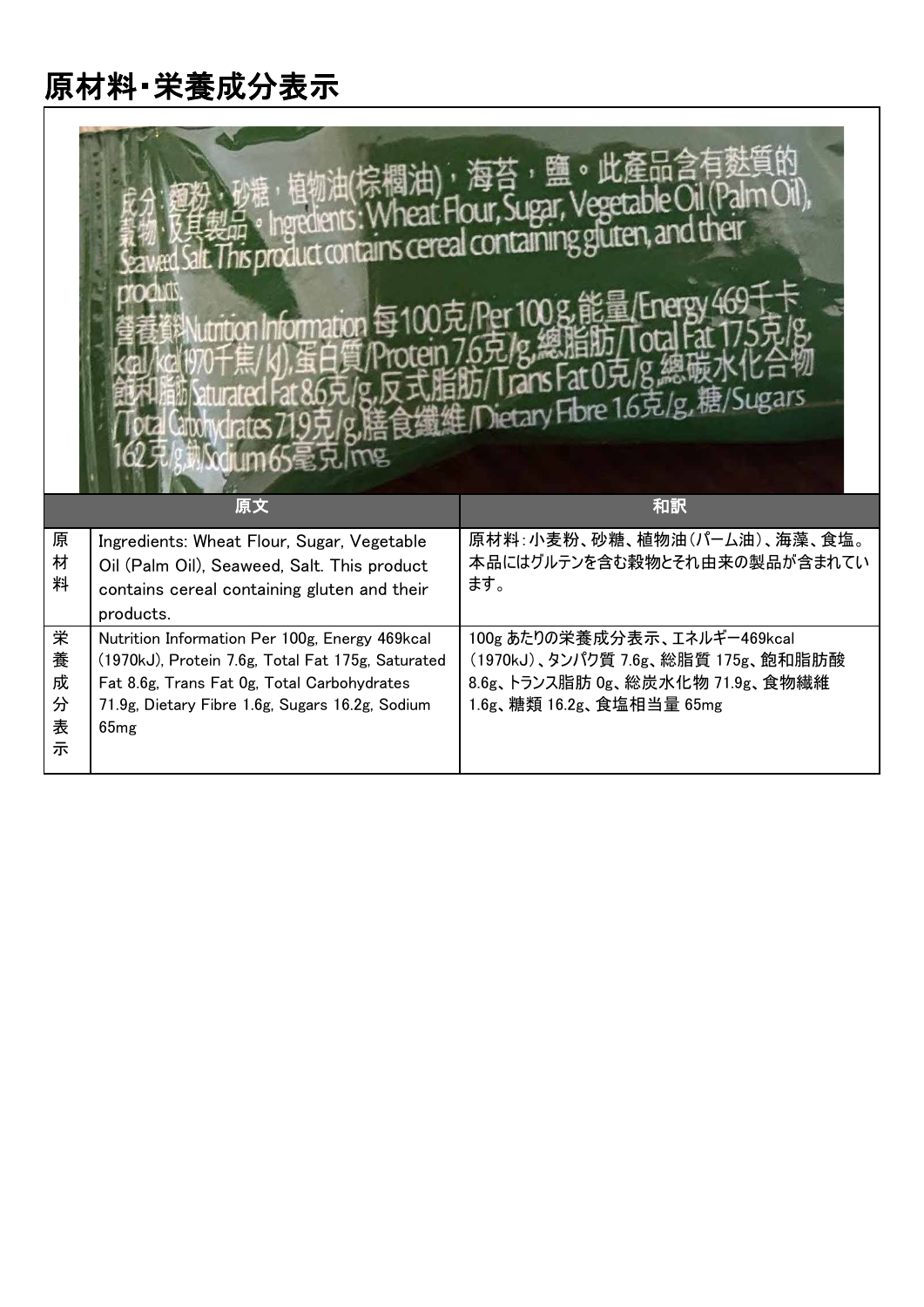# 原材料・栄養成分表示

成分：麵粉，砂糖，植物油(棕櫚油)，海苔，鹽。此產品含有麩質的穀物，及其製品。Ingredients: Wheat Flour, Sugar, Vegetable Oil (Palm Oil), Seaweed, Salt. This product contains cereal containing gluten, and their products.
營養資料Nutrition Information 每100克/Per 100g,能量/Energy 469千卡/kcal/kcal(1970千焦/kJ),蛋白質/Protein 7.6克/g,總脂肪/Total Fat 17.5克/g,飽和脂肪Saturated Fat 8.6克/g,反式脂肪/Trans Fat 0克/g,總碳水化合物/Total Carbohydrates 71.9克/g,膳食纖維/Dietary Fibre 1.6克/g,糖/Sugars 16.2克/g,鈉/Sodium 65毫克/mg

| | 原文 | 和訳 |
|---|---|---|
| 原材料 | Ingredients: Wheat Flour, Sugar, Vegetable Oil (Palm Oil), Seaweed, Salt. This product contains cereal containing gluten and their products. | 原材料：小麦粉、砂糖、植物油（パーム油）、海藻、食塩。本品にはグルテンを含む穀物とそれ由来の製品が含まれています。 |
| 栄養成分表示 | Nutrition Information Per 100g, Energy 469kcal (1970kJ), Protein 7.6g, Total Fat 175g, Saturated Fat 8.6g, Trans Fat 0g, Total Carbohydrates 71.9g, Dietary Fibre 1.6g, Sugars 16.2g, Sodium 65mg | 100g あたりの栄養成分表示、エネルギー469kcal (1970kJ)、タンパク質 7.6g、総脂質 175g、飽和脂肪酸 8.6g、トランス脂肪 0g、総炭水化物 71.9g、食物繊維 1.6g、糖類 16.2g、食塩相当量 65mg |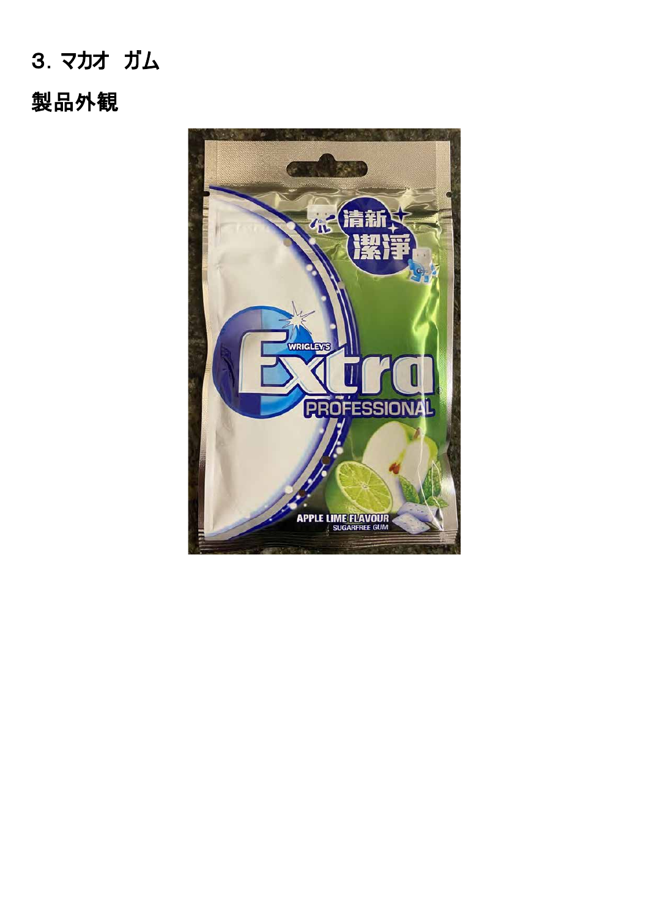## ３．マカオ　ガム

### 製品外観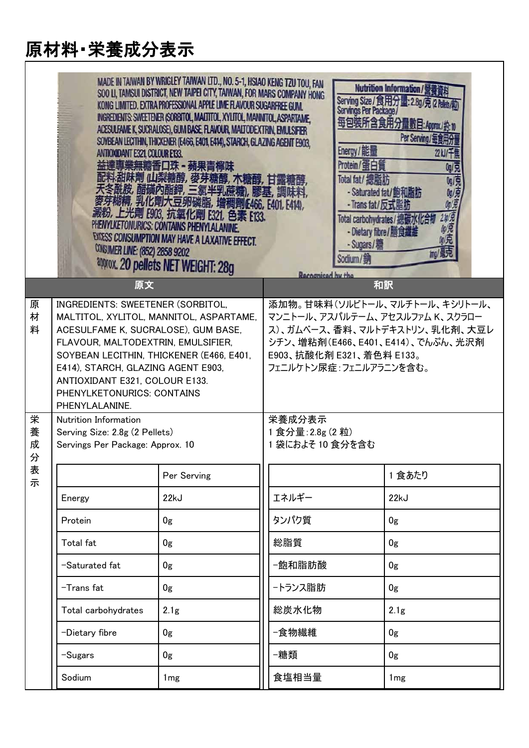# 原材料・栄養成分表示

| | 原文 | 和訳 |
|---|---|---|
| 原材料 | INGREDIENTS: SWEETENER (SORBITOL, MALTITOL, XYLITOL, MANNITOL, ASPARTAME, ACESULFAME K, SUCRALOSE), GUM BASE, FLAVOUR, MALTODEXTRIN, EMULSIFIER, SOYBEAN LECITHIN, THICKENER (E466, E401, E414), STARCH, GLAZING AGENT E903, ANTIOXIDANT E321, COLOUR E133. PHENYLKETONURICS: CONTAINS PHENYLALANINE. | 添加物。甘味料（ソルビトール、マルチトール、キシリトール、マンニトール、アスパルテーム、アセスルファム K、スクラロース）、ガムベース、香料、マルトデキストリン、乳化剤、大豆レシチン、増粘剤（E466、E401、E414）、でんぷん、光沢剤 E903、抗酸化剤 E321、着色料 E133。<br>フェニルケトン尿症：フェニルアラニンを含む。 |
| 栄養成分表示 | Nutrition Information<br>Serving Size: 2.8g (2 Pellets)<br>Servings Per Package: Approx. 10 | 栄養成分表示<br>1 食分量：2.8g (2 粒)<br>1 袋におよそ 10 食分を含む |

| | Per Serving |
|---|---|
| Energy | 22kJ |
| Protein | 0g |
| Total fat | 0g |
| -Saturated fat | 0g |
| -Trans fat | 0g |
| Total carbohydrates | 2.1g |
| -Dietary fibre | 0g |
| -Sugars | 0g |
| Sodium | 1mg |

| | 1 食あたり |
|---|---|
| エネルギー | 22kJ |
| タンパク質 | 0g |
| 総脂質 | 0g |
| -飽和脂肪酸 | 0g |
| -トランス脂肪 | 0g |
| 総炭水化物 | 2.1g |
| -食物繊維 | 0g |
| -糖類 | 0g |
| 食塩相当量 | 1mg |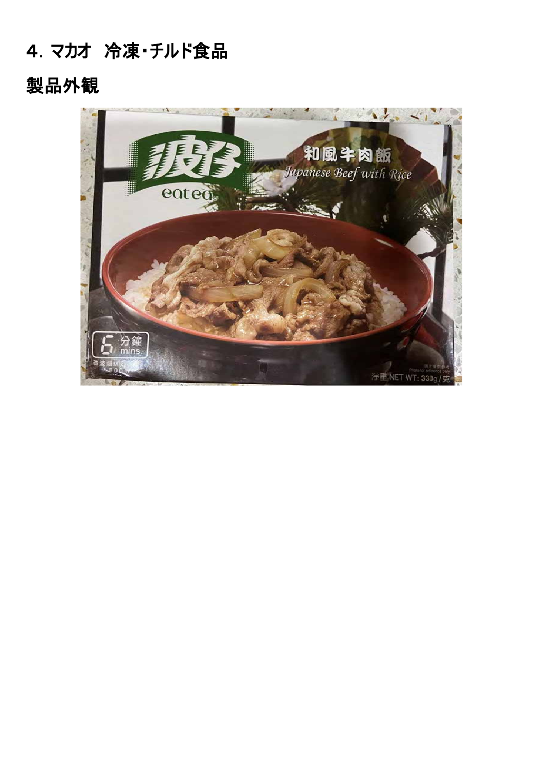# 4．マカオ　冷凍・チルド食品

## 製品外観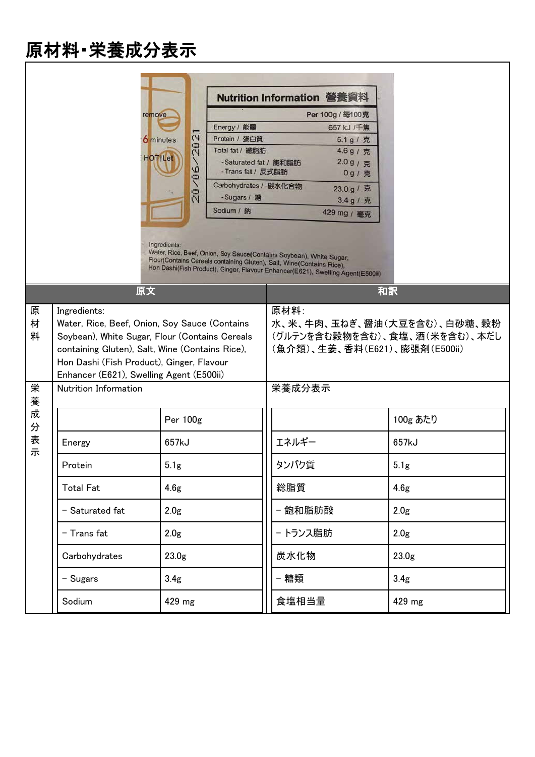# 原材料・栄養成分表示

| | 原文 | 和訳 |
|---|---|---|
| 原材料 | Ingredients:<br>Water, Rice, Beef, Onion, Soy Sauce (Contains Soybean), White Sugar, Flour (Contains Cereals containing Gluten), Salt, Wine (Contains Rice), Hon Dashi (Fish Product), Ginger, Flavour Enhancer (E621), Swelling Agent (E500ii) | 原材料：<br>水、米、牛肉、玉ねぎ、醤油(大豆を含む)、白砂糖、穀粉(グルテンを含む穀物を含む)、食塩、酒(米を含む)、本だし(魚介類)、生姜、香料(E621)、膨張剤(E500ii) |

栄養成分表示

Nutrition Information

| | Per 100g |
|---|---|
| Energy | 657kJ |
| Protein | 5.1g |
| Total Fat | 4.6g |
| – Saturated fat | 2.0g |
| – Trans fat | 2.0g |
| Carbohydrates | 23.0g |
| – Sugars | 3.4g |
| Sodium | 429 mg |

栄養成分表示

| | 100g あたり |
|---|---|
| エネルギー | 657kJ |
| タンパク質 | 5.1g |
| 総脂質 | 4.6g |
| – 飽和脂肪酸 | 2.0g |
| – トランス脂肪 | 2.0g |
| 炭水化物 | 23.0g |
| – 糖類 | 3.4g |
| 食塩相当量 | 429 mg |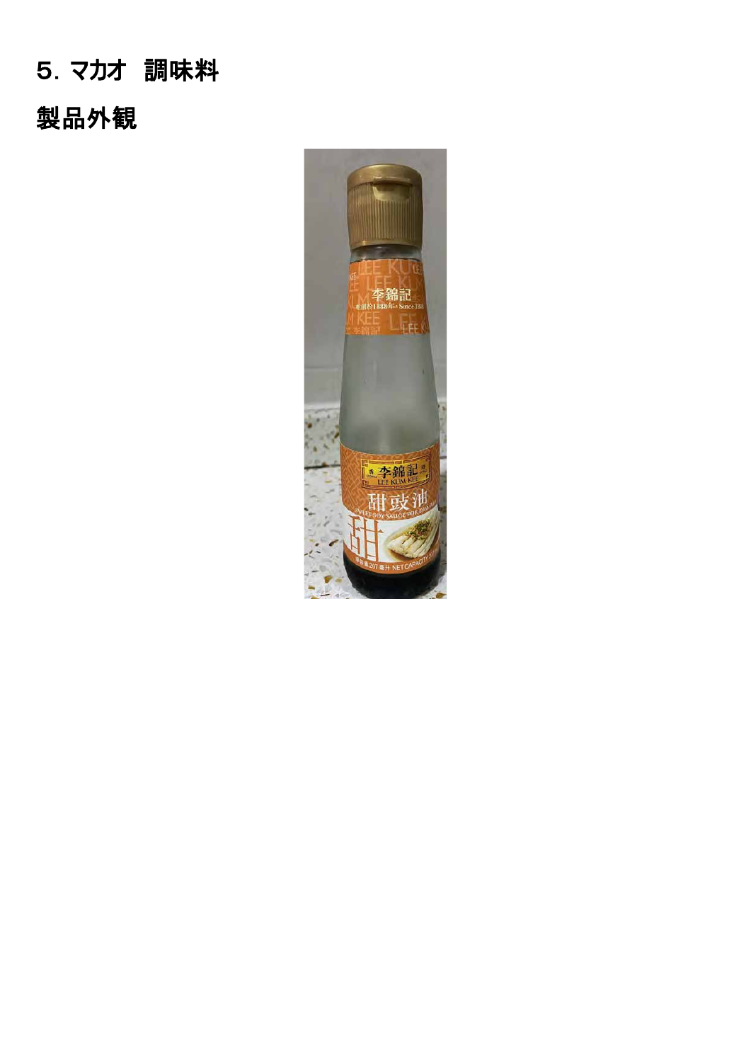## ５. マカオ　調味料

## 製品外観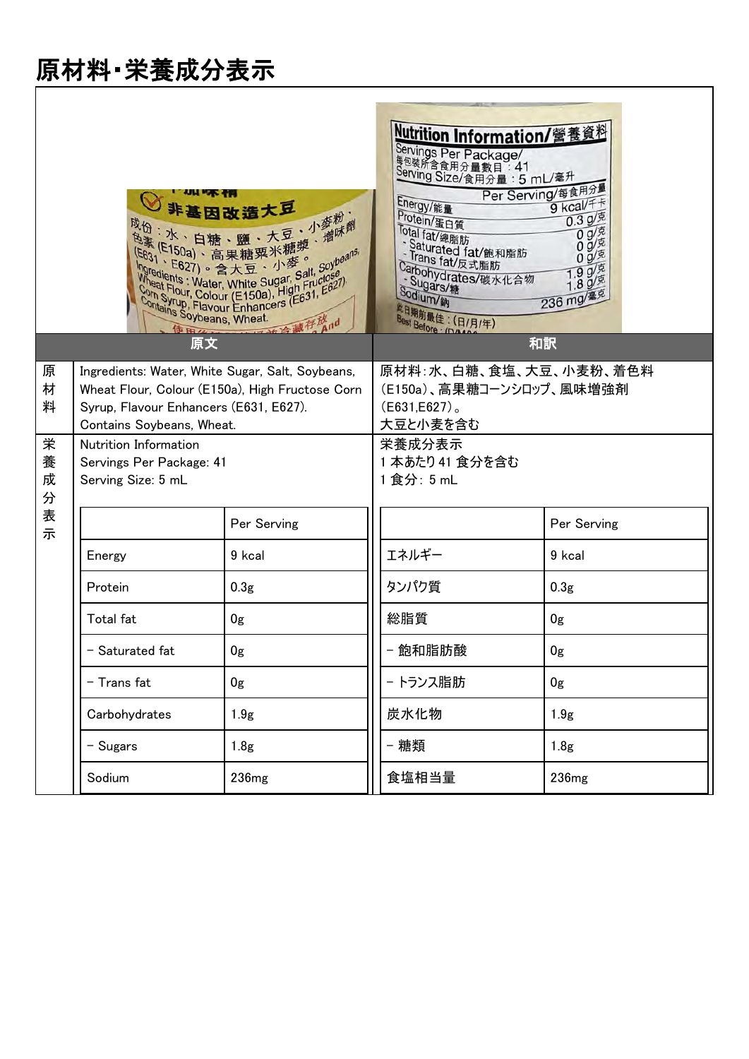# 原材料・栄養成分表示

| | 原文 | | 和訳 | |
|---|---|---|---|---|
| 原材料 | Ingredients: Water, White Sugar, Salt, Soybeans, Wheat Flour, Colour (E150a), High Fructose Corn Syrup, Flavour Enhancers (E631, E627).<br>Contains Soybeans, Wheat. | | 原材料：水、白糖、食塩、大豆、小麦粉、着色料(E150a)、高果糖コーンシロップ、風味増強剤(E631,E627)。<br>大豆と小麦を含む | |
| 栄養成分表示 | Nutrition Information<br>Servings Per Package: 41<br>Serving Size: 5 mL | | 栄養成分表示<br>1 本あたり 41 食分を含む<br>1 食分： 5 mL | |
| | | Per Serving | | Per Serving |
| | Energy | 9 kcal | エネルギー | 9 kcal |
| | Protein | 0.3g | タンパク質 | 0.3g |
| | Total fat | 0g | 総脂質 | 0g |
| | – Saturated fat | 0g | – 飽和脂肪酸 | 0g |
| | – Trans fat | 0g | – トランス脂肪 | 0g |
| | Carbohydrates | 1.9g | 炭水化物 | 1.9g |
| | – Sugars | 1.8g | – 糖類 | 1.8g |
| | Sodium | 236mg | 食塩相当量 | 236mg |